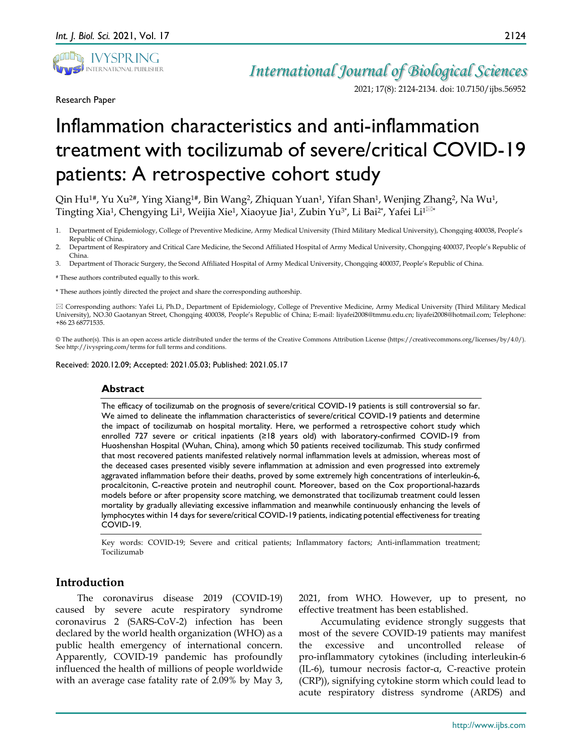Research Paper

# Inflammation characteristics and anti-inflammation treatment with tocilizumab of severe/critical COVID-19 patients: A retrospective cohort study

Qin Hu[1#], Yu Xu[2#], Ying Xiang[1#], Bin Wang[2], Zhiquan Yuan[1], Yifan Shan[1], Wenjing Zhang[2], Na Wu[1], Tingting Xia[1], Chengying Li[1], Weijia Xie[1], Xiaoyue Jia[1], Zubin Yu[3*], Li Bai[2*], Yafei Li[1✉*]

1. Department of Epidemiology, College of Preventive Medicine, Army Medical University (Third Military Medical University), Chongqing 400038, People's Republic of China.
2. Department of Respiratory and Critical Care Medicine, the Second Affiliated Hospital of Army Medical University, Chongqing 400037, People's Republic of China.
3. Department of Thoracic Surgery, the Second Affiliated Hospital of Army Medical University, Chongqing 400037, People's Republic of China.

[#] These authors contributed equally to this work.

[*] These authors jointly directed the project and share the corresponding authorship.

✉ Corresponding authors: Yafei Li, Ph.D., Department of Epidemiology, College of Preventive Medicine, Army Medical University (Third Military Medical University), NO.30 Gaotanyan Street, Chongqing 400038, People's Republic of China; E-mail: liyafei2008@tmmu.edu.cn; liyafei2008@hotmail.com; Telephone: +86 23 68771535.

© The author(s). This is an open access article distributed under the terms of the Creative Commons Attribution License (https://creativecommons.org/licenses/by/4.0/). See http://ivyspring.com/terms for full terms and conditions.

Received: 2020.12.09; Accepted: 2021.05.03; Published: 2021.05.17

## Abstract

The efficacy of tocilizumab on the prognosis of severe/critical COVID-19 patients is still controversial so far. We aimed to delineate the inflammation characteristics of severe/critical COVID-19 patients and determine the impact of tocilizumab on hospital mortality. Here, we performed a retrospective cohort study which enrolled 727 severe or critical inpatients (≥18 years old) with laboratory-confirmed COVID-19 from Huoshenshan Hospital (Wuhan, China), among which 50 patients received tocilizumab. This study confirmed that most recovered patients manifested relatively normal inflammation levels at admission, whereas most of the deceased cases presented visibly severe inflammation at admission and even progressed into extremely aggravated inflammation before their deaths, proved by some extremely high concentrations of interleukin-6, procalcitonin, C-reactive protein and neutrophil count. Moreover, based on the Cox proportional-hazards models before or after propensity score matching, we demonstrated that tocilizumab treatment could lessen mortality by gradually alleviating excessive inflammation and meanwhile continuously enhancing the levels of lymphocytes within 14 days for severe/critical COVID-19 patients, indicating potential effectiveness for treating COVID-19.

Key words: COVID-19; Severe and critical patients; Inflammatory factors; Anti-inflammation treatment; Tocilizumab

## Introduction

The coronavirus disease 2019 (COVID-19) caused by severe acute respiratory syndrome coronavirus 2 (SARS-CoV-2) infection has been declared by the world health organization (WHO) as a public health emergency of international concern. Apparently, COVID-19 pandemic has profoundly influenced the health of millions of people worldwide with an average case fatality rate of 2.09% by May 3, 2021, from WHO. However, up to present, no effective treatment has been established.

Accumulating evidence strongly suggests that most of the severe COVID-19 patients may manifest the excessive and uncontrolled release of pro-inflammatory cytokines (including interleukin-6 (IL-6), tumour necrosis factor-α, C-reactive protein (CRP)), signifying cytokine storm which could lead to acute respiratory distress syndrome (ARDS) and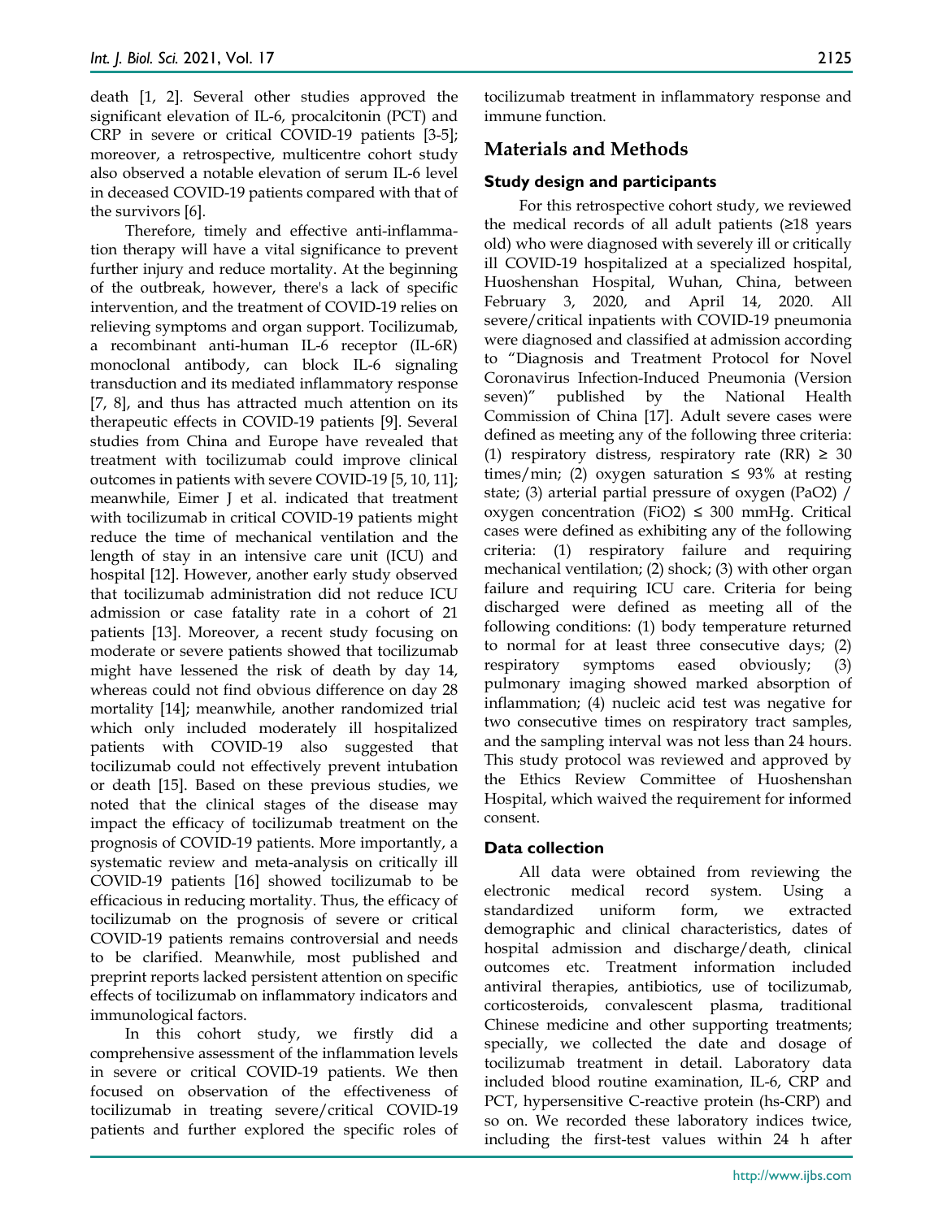death [1, 2]. Several other studies approved the significant elevation of IL-6, procalcitonin (PCT) and CRP in severe or critical COVID-19 patients [3-5]; moreover, a retrospective, multicentre cohort study also observed a notable elevation of serum IL-6 level in deceased COVID-19 patients compared with that of the survivors [6].

Therefore, timely and effective anti-inflammation therapy will have a vital significance to prevent further injury and reduce mortality. At the beginning of the outbreak, however, there's a lack of specific intervention, and the treatment of COVID-19 relies on relieving symptoms and organ support. Tocilizumab, a recombinant anti-human IL-6 receptor (IL-6R) monoclonal antibody, can block IL-6 signaling transduction and its mediated inflammatory response [7, 8], and thus has attracted much attention on its therapeutic effects in COVID-19 patients [9]. Several studies from China and Europe have revealed that treatment with tocilizumab could improve clinical outcomes in patients with severe COVID-19 [5, 10, 11]; meanwhile, Eimer J et al. indicated that treatment with tocilizumab in critical COVID-19 patients might reduce the time of mechanical ventilation and the length of stay in an intensive care unit (ICU) and hospital [12]. However, another early study observed that tocilizumab administration did not reduce ICU admission or case fatality rate in a cohort of 21 patients [13]. Moreover, a recent study focusing on moderate or severe patients showed that tocilizumab might have lessened the risk of death by day 14, whereas could not find obvious difference on day 28 mortality [14]; meanwhile, another randomized trial which only included moderately ill hospitalized patients with COVID-19 also suggested that tocilizumab could not effectively prevent intubation or death [15]. Based on these previous studies, we noted that the clinical stages of the disease may impact the efficacy of tocilizumab treatment on the prognosis of COVID-19 patients. More importantly, a systematic review and meta-analysis on critically ill COVID-19 patients [16] showed tocilizumab to be efficacious in reducing mortality. Thus, the efficacy of tocilizumab on the prognosis of severe or critical COVID-19 patients remains controversial and needs to be clarified. Meanwhile, most published and preprint reports lacked persistent attention on specific effects of tocilizumab on inflammatory indicators and immunological factors.

In this cohort study, we firstly did a comprehensive assessment of the inflammation levels in severe or critical COVID-19 patients. We then focused on observation of the effectiveness of tocilizumab in treating severe/critical COVID-19 patients and further explored the specific roles of tocilizumab treatment in inflammatory response and immune function.

## Materials and Methods

### Study design and participants

For this retrospective cohort study, we reviewed the medical records of all adult patients (≥18 years old) who were diagnosed with severely ill or critically ill COVID-19 hospitalized at a specialized hospital, Huoshenshan Hospital, Wuhan, China, between February 3, 2020, and April 14, 2020. All severe/critical inpatients with COVID-19 pneumonia were diagnosed and classified at admission according to "Diagnosis and Treatment Protocol for Novel Coronavirus Infection-Induced Pneumonia (Version seven)" published by the National Health Commission of China [17]. Adult severe cases were defined as meeting any of the following three criteria: (1) respiratory distress, respiratory rate (RR) ≥ 30 times/min; (2) oxygen saturation ≤ 93% at resting state; (3) arterial partial pressure of oxygen ($PaO_2$) / oxygen concentration ($FiO_2$) ≤ 300 mmHg. Critical cases were defined as exhibiting any of the following criteria: (1) respiratory failure and requiring mechanical ventilation; (2) shock; (3) with other organ failure and requiring ICU care. Criteria for being discharged were defined as meeting all of the following conditions: (1) body temperature returned to normal for at least three consecutive days; (2) respiratory symptoms eased obviously; (3) pulmonary imaging showed marked absorption of inflammation; (4) nucleic acid test was negative for two consecutive times on respiratory tract samples, and the sampling interval was not less than 24 hours. This study protocol was reviewed and approved by the Ethics Review Committee of Huoshenshan Hospital, which waived the requirement for informed consent.

### Data collection

All data were obtained from reviewing the electronic medical record system. Using a standardized uniform form, we extracted demographic and clinical characteristics, dates of hospital admission and discharge/death, clinical outcomes etc. Treatment information included antiviral therapies, antibiotics, use of tocilizumab, corticosteroids, convalescent plasma, traditional Chinese medicine and other supporting treatments; specially, we collected the date and dosage of tocilizumab treatment in detail. Laboratory data included blood routine examination, IL-6, CRP and PCT, hypersensitive C-reactive protein (hs-CRP) and so on. We recorded these laboratory indices twice, including the first-test values within 24 h after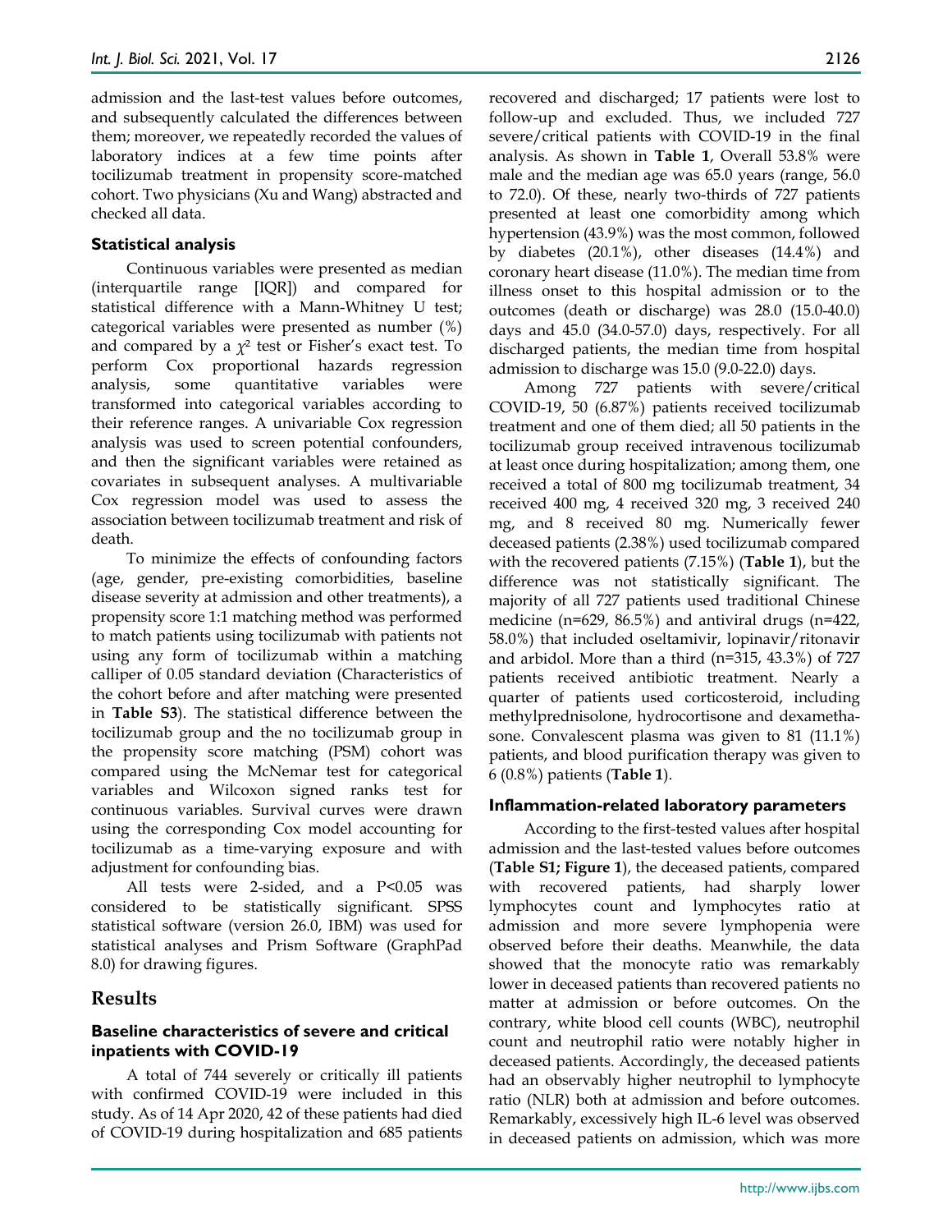admission and the last-test values before outcomes, and subsequently calculated the differences between them; moreover, we repeatedly recorded the values of laboratory indices at a few time points after tocilizumab treatment in propensity score-matched cohort. Two physicians (Xu and Wang) abstracted and checked all data.

### Statistical analysis

Continuous variables were presented as median (interquartile range [IQR]) and compared for statistical difference with a Mann-Whitney U test; categorical variables were presented as number (%) and compared by a $\chi^2$ test or Fisher's exact test. To perform Cox proportional hazards regression analysis, some quantitative variables were transformed into categorical variables according to their reference ranges. A univariable Cox regression analysis was used to screen potential confounders, and then the significant variables were retained as covariates in subsequent analyses. A multivariable Cox regression model was used to assess the association between tocilizumab treatment and risk of death.

To minimize the effects of confounding factors (age, gender, pre-existing comorbidities, baseline disease severity at admission and other treatments), a propensity score 1:1 matching method was performed to match patients using tocilizumab with patients not using any form of tocilizumab within a matching calliper of 0.05 standard deviation (Characteristics of the cohort before and after matching were presented in **Table S3**). The statistical difference between the tocilizumab group and the no tocilizumab group in the propensity score matching (PSM) cohort was compared using the McNemar test for categorical variables and Wilcoxon signed ranks test for continuous variables. Survival curves were drawn using the corresponding Cox model accounting for tocilizumab as a time-varying exposure and with adjustment for confounding bias.

All tests were 2-sided, and a $P<0.05$ was considered to be statistically significant. SPSS statistical software (version 26.0, IBM) was used for statistical analyses and Prism Software (GraphPad 8.0) for drawing figures.

## Results

### Baseline characteristics of severe and critical inpatients with COVID-19

A total of 744 severely or critically ill patients with confirmed COVID-19 were included in this study. As of 14 Apr 2020, 42 of these patients had died of COVID-19 during hospitalization and 685 patients recovered and discharged; 17 patients were lost to follow-up and excluded. Thus, we included 727 severe/critical patients with COVID-19 in the final analysis. As shown in **Table 1**, Overall 53.8% were male and the median age was 65.0 years (range, 56.0 to 72.0). Of these, nearly two-thirds of 727 patients presented at least one comorbidity among which hypertension (43.9%) was the most common, followed by diabetes (20.1%), other diseases (14.4%) and coronary heart disease (11.0%). The median time from illness onset to this hospital admission or to the outcomes (death or discharge) was 28.0 (15.0-40.0) days and 45.0 (34.0-57.0) days, respectively. For all discharged patients, the median time from hospital admission to discharge was 15.0 (9.0-22.0) days.

Among 727 patients with severe/critical COVID-19, 50 (6.87%) patients received tocilizumab treatment and one of them died; all 50 patients in the tocilizumab group received intravenous tocilizumab at least once during hospitalization; among them, one received a total of 800 mg tocilizumab treatment, 34 received 400 mg, 4 received 320 mg, 3 received 240 mg, and 8 received 80 mg. Numerically fewer deceased patients (2.38%) used tocilizumab compared with the recovered patients (7.15%) (**Table 1**), but the difference was not statistically significant. The majority of all 727 patients used traditional Chinese medicine (n=629, 86.5%) and antiviral drugs (n=422, 58.0%) that included oseltamivir, lopinavir/ritonavir and arbidol. More than a third (n=315, 43.3%) of 727 patients received antibiotic treatment. Nearly a quarter of patients used corticosteroid, including methylprednisolone, hydrocortisone and dexamethasone. Convalescent plasma was given to 81 (11.1%) patients, and blood purification therapy was given to 6 (0.8%) patients (**Table 1**).

### Inflammation-related laboratory parameters

According to the first-tested values after hospital admission and the last-tested values before outcomes (**Table S1; Figure 1**), the deceased patients, compared with recovered patients, had sharply lower lymphocytes count and lymphocytes ratio at admission and more severe lymphopenia were observed before their deaths. Meanwhile, the data showed that the monocyte ratio was remarkably lower in deceased patients than recovered patients no matter at admission or before outcomes. On the contrary, white blood cell counts (WBC), neutrophil count and neutrophil ratio were notably higher in deceased patients. Accordingly, the deceased patients had an observably higher neutrophil to lymphocyte ratio (NLR) both at admission and before outcomes. Remarkably, excessively high IL-6 level was observed in deceased patients on admission, which was more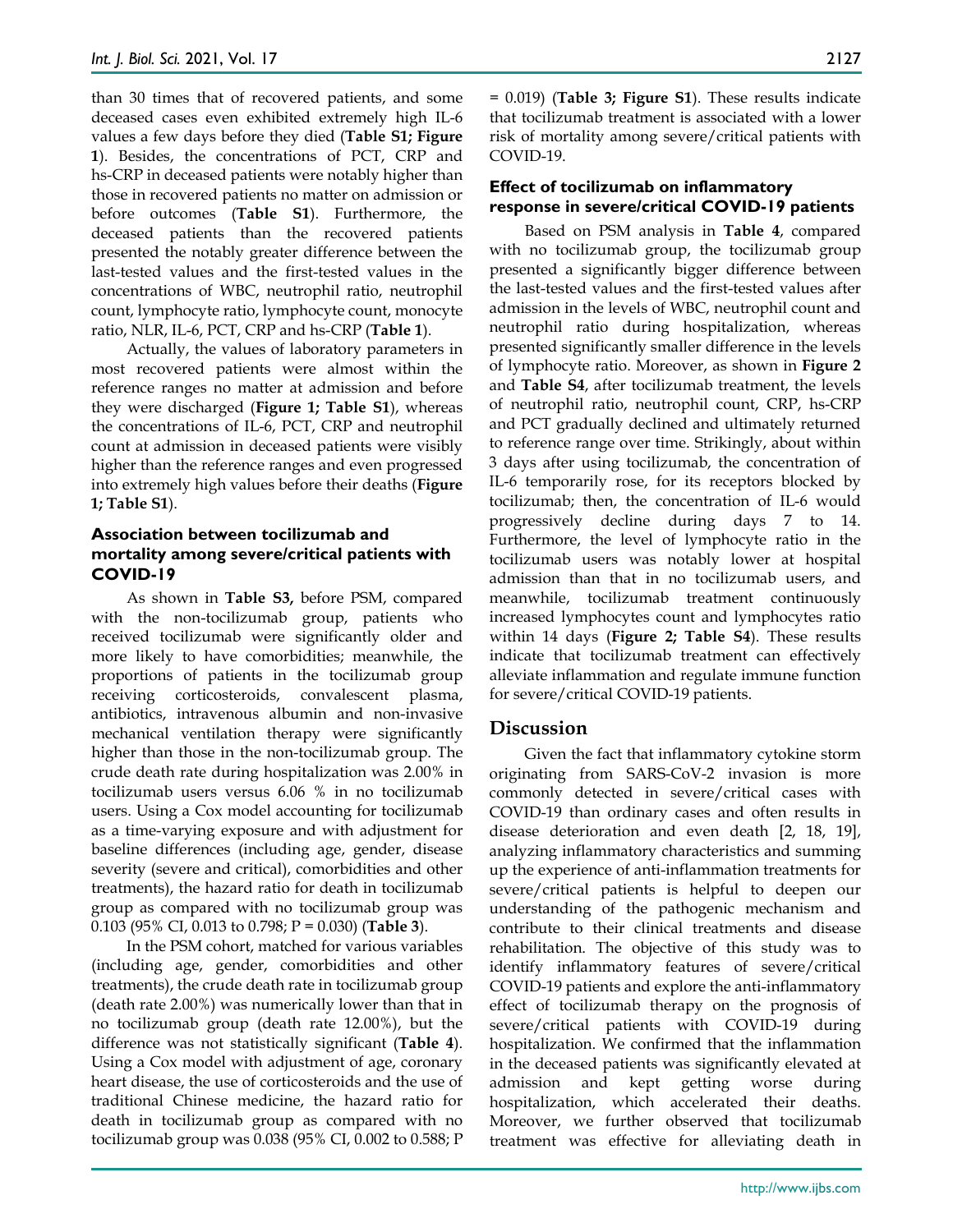than 30 times that of recovered patients, and some deceased cases even exhibited extremely high IL-6 values a few days before they died (**Table S1; Figure 1**). Besides, the concentrations of PCT, CRP and hs-CRP in deceased patients were notably higher than those in recovered patients no matter on admission or before outcomes (**Table S1**). Furthermore, the deceased patients than the recovered patients presented the notably greater difference between the last-tested values and the first-tested values in the concentrations of WBC, neutrophil ratio, neutrophil count, lymphocyte ratio, lymphocyte count, monocyte ratio, NLR, IL-6, PCT, CRP and hs-CRP (**Table 1**).

Actually, the values of laboratory parameters in most recovered patients were almost within the reference ranges no matter at admission and before they were discharged (**Figure 1; Table S1**), whereas the concentrations of IL-6, PCT, CRP and neutrophil count at admission in deceased patients were visibly higher than the reference ranges and even progressed into extremely high values before their deaths (**Figure 1; Table S1**).

### Association between tocilizumab and mortality among severe/critical patients with COVID-19

As shown in **Table S3,** before PSM, compared with the non-tocilizumab group, patients who received tocilizumab were significantly older and more likely to have comorbidities; meanwhile, the proportions of patients in the tocilizumab group receiving corticosteroids, convalescent plasma, antibiotics, intravenous albumin and non-invasive mechanical ventilation therapy were significantly higher than those in the non-tocilizumab group. The crude death rate during hospitalization was 2.00% in tocilizumab users versus 6.06 % in no tocilizumab users. Using a Cox model accounting for tocilizumab as a time-varying exposure and with adjustment for baseline differences (including age, gender, disease severity (severe and critical), comorbidities and other treatments), the hazard ratio for death in tocilizumab group as compared with no tocilizumab group was 0.103 (95% CI, 0.013 to 0.798; P = 0.030) (**Table 3**).

In the PSM cohort, matched for various variables (including age, gender, comorbidities and other treatments), the crude death rate in tocilizumab group (death rate 2.00%) was numerically lower than that in no tocilizumab group (death rate 12.00%), but the difference was not statistically significant (**Table 4**). Using a Cox model with adjustment of age, coronary heart disease, the use of corticosteroids and the use of traditional Chinese medicine, the hazard ratio for death in tocilizumab group as compared with no tocilizumab group was 0.038 (95% CI, 0.002 to 0.588; P = 0.019) (**Table 3; Figure S1**). These results indicate that tocilizumab treatment is associated with a lower risk of mortality among severe/critical patients with COVID-19.

### Effect of tocilizumab on inflammatory response in severe/critical COVID-19 patients

Based on PSM analysis in **Table 4**, compared with no tocilizumab group, the tocilizumab group presented a significantly bigger difference between the last-tested values and the first-tested values after admission in the levels of WBC, neutrophil count and neutrophil ratio during hospitalization, whereas presented significantly smaller difference in the levels of lymphocyte ratio. Moreover, as shown in **Figure 2** and **Table S4**, after tocilizumab treatment, the levels of neutrophil ratio, neutrophil count, CRP, hs-CRP and PCT gradually declined and ultimately returned to reference range over time. Strikingly, about within 3 days after using tocilizumab, the concentration of IL-6 temporarily rose, for its receptors blocked by tocilizumab; then, the concentration of IL-6 would progressively decline during days 7 to 14. Furthermore, the level of lymphocyte ratio in the tocilizumab users was notably lower at hospital admission than that in no tocilizumab users, and meanwhile, tocilizumab treatment continuously increased lymphocytes count and lymphocytes ratio within 14 days (**Figure 2; Table S4**). These results indicate that tocilizumab treatment can effectively alleviate inflammation and regulate immune function for severe/critical COVID-19 patients.

## Discussion

Given the fact that inflammatory cytokine storm originating from SARS-CoV-2 invasion is more commonly detected in severe/critical cases with COVID-19 than ordinary cases and often results in disease deterioration and even death [2, 18, 19], analyzing inflammatory characteristics and summing up the experience of anti-inflammation treatments for severe/critical patients is helpful to deepen our understanding of the pathogenic mechanism and contribute to their clinical treatments and disease rehabilitation. The objective of this study was to identify inflammatory features of severe/critical COVID-19 patients and explore the anti-inflammatory effect of tocilizumab therapy on the prognosis of severe/critical patients with COVID-19 during hospitalization. We confirmed that the inflammation in the deceased patients was significantly elevated at admission and kept getting worse during hospitalization, which accelerated their deaths. Moreover, we further observed that tocilizumab treatment was effective for alleviating death in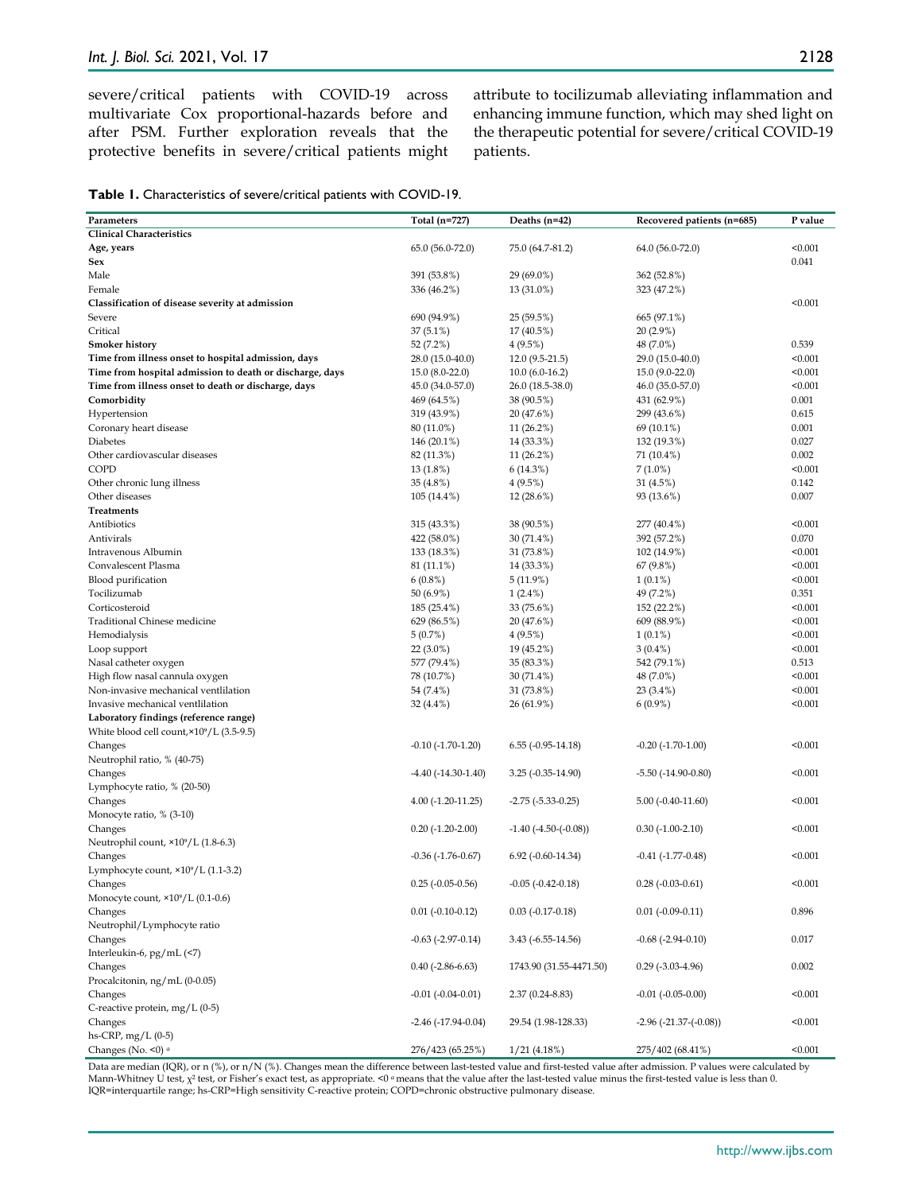severe/critical patients with COVID-19 across multivariate Cox proportional-hazards before and after PSM. Further exploration reveals that the protective benefits in severe/critical patients might attribute to tocilizumab alleviating inflammation and enhancing immune function, which may shed light on the therapeutic potential for severe/critical COVID-19 patients.

**Table 1.** Characteristics of severe/critical patients with COVID-19.

| Parameters | Total (n=727) | Deaths (n=42) | Recovered patients (n=685) | P value |
|---|---|---|---|---|
| **Clinical Characteristics** | | | | |
| **Age, years** | 65.0 (56.0-72.0) | 75.0 (64.7-81.2) | 64.0 (56.0-72.0) | <0.001 |
| **Sex** | | | | 0.041 |
| Male | 391 (53.8%) | 29 (69.0%) | 362 (52.8%) | |
| Female | 336 (46.2%) | 13 (31.0%) | 323 (47.2%) | |
| **Classification of disease severity at admission** | | | | <0.001 |
| Severe | 690 (94.9%) | 25 (59.5%) | 665 (97.1%) | |
| Critical | 37 (5.1%) | 17 (40.5%) | 20 (2.9%) | |
| **Smoker history** | 52 (7.2%) | 4 (9.5%) | 48 (7.0%) | 0.539 |
| **Time from illness onset to hospital admission, days** | 28.0 (15.0-40.0) | 12.0 (9.5-21.5) | 29.0 (15.0-40.0) | <0.001 |
| **Time from hospital admission to death or discharge, days** | 15.0 (8.0-22.0) | 10.0 (6.0-16.2) | 15.0 (9.0-22.0) | <0.001 |
| **Time from illness onset to death or discharge, days** | 45.0 (34.0-57.0) | 26.0 (18.5-38.0) | 46.0 (35.0-57.0) | <0.001 |
| **Comorbidity** | 469 (64.5%) | 38 (90.5%) | 431 (62.9%) | 0.001 |
| Hypertension | 319 (43.9%) | 20 (47.6%) | 299 (43.6%) | 0.615 |
| Coronary heart disease | 80 (11.0%) | 11 (26.2%) | 69 (10.1%) | 0.001 |
| Diabetes | 146 (20.1%) | 14 (33.3%) | 132 (19.3%) | 0.027 |
| Other cardiovascular diseases | 82 (11.3%) | 11 (26.2%) | 71 (10.4%) | 0.002 |
| COPD | 13 (1.8%) | 6 (14.3%) | 7 (1.0%) | <0.001 |
| Other chronic lung illness | 35 (4.8%) | 4 (9.5%) | 31 (4.5%) | 0.142 |
| Other diseases | 105 (14.4%) | 12 (28.6%) | 93 (13.6%) | 0.007 |
| **Treatments** | | | | |
| Antibiotics | 315 (43.3%) | 38 (90.5%) | 277 (40.4%) | <0.001 |
| Antivirals | 422 (58.0%) | 30 (71.4%) | 392 (57.2%) | 0.070 |
| Intravenous Albumin | 133 (18.3%) | 31 (73.8%) | 102 (14.9%) | <0.001 |
| Convalescent Plasma | 81 (11.1%) | 14 (33.3%) | 67 (9.8%) | <0.001 |
| Blood purification | 6 (0.8%) | 5 (11.9%) | 1 (0.1%) | <0.001 |
| Tocilizumab | 50 (6.9%) | 1 (2.4%) | 49 (7.2%) | 0.351 |
| Corticosteroid | 185 (25.4%) | 33 (75.6%) | 152 (22.2%) | <0.001 |
| Traditional Chinese medicine | 629 (86.5%) | 20 (47.6%) | 609 (88.9%) | <0.001 |
| Hemodialysis | 5 (0.7%) | 4 (9.5%) | 1 (0.1%) | <0.001 |
| Loop support | 22 (3.0%) | 19 (45.2%) | 3 (0.4%) | <0.001 |
| Nasal catheter oxygen | 577 (79.4%) | 35 (83.3%) | 542 (79.1%) | 0.513 |
| High flow nasal cannula oxygen | 78 (10.7%) | 30 (71.4%) | 48 (7.0%) | <0.001 |
| Non-invasive mechanical ventlilation | 54 (7.4%) | 31 (73.8%) | 23 (3.4%) | <0.001 |
| Invasive mechanical ventlilation | 32 (4.4%) | 26 (61.9%) | 6 (0.9%) | <0.001 |
| **Laboratory findings (reference range)** | | | | |
| White blood cell count, $\times10^9$/L (3.5-9.5) | | | | |
| Changes | -0.10 (-1.70-1.20) | 6.55 (-0.95-14.18) | -0.20 (-1.70-1.00) | <0.001 |
| Neutrophil ratio, % (40-75) | | | | |
| Changes | -4.40 (-14.30-1.40) | 3.25 (-0.35-14.90) | -5.50 (-14.90-0.80) | <0.001 |
| Lymphocyte ratio, % (20-50) | | | | |
| Changes | 4.00 (-1.20-11.25) | -2.75 (-5.33-0.25) | 5.00 (-0.40-11.60) | <0.001 |
| Monocyte ratio, % (3-10) | | | | |
| Changes | 0.20 (-1.20-2.00) | -1.40 (-4.50-(-0.08)) | 0.30 (-1.00-2.10) | <0.001 |
| Neutrophil count, $\times10^9$/L (1.8-6.3) | | | | |
| Changes | -0.36 (-1.76-0.67) | 6.92 (-0.60-14.34) | -0.41 (-1.77-0.48) | <0.001 |
| Lymphocyte count, $\times10^9$/L (1.1-3.2) | | | | |
| Changes | 0.25 (-0.05-0.56) | -0.05 (-0.42-0.18) | 0.28 (-0.03-0.61) | <0.001 |
| Monocyte count, $\times10^9$/L (0.1-0.6) | | | | |
| Changes | 0.01 (-0.10-0.12) | 0.03 (-0.17-0.18) | 0.01 (-0.09-0.11) | 0.896 |
| Neutrophil/Lymphocyte ratio | | | | |
| Changes | -0.63 (-2.97-0.14) | 3.43 (-6.55-14.56) | -0.68 (-2.94-0.10) | 0.017 |
| Interleukin-6, pg/mL (<7) | | | | |
| Changes | 0.40 (-2.86-6.63) | 1743.90 (31.55-4471.50) | 0.29 (-3.03-4.96) | 0.002 |
| Procalcitonin, ng/mL (0-0.05) | | | | |
| Changes | -0.01 (-0.04-0.01) | 2.37 (0.24-8.83) | -0.01 (-0.05-0.00) | <0.001 |
| C-reactive protein, mg/L (0-5) | | | | |
| Changes | -2.46 (-17.94-0.04) | 29.54 (1.98-128.33) | -2.96 (-21.37-(-0.08)) | <0.001 |
| hs-CRP, mg/L (0-5) | | | | |
| Changes (No. <0) [a] | 276/423 (65.25%) | 1/21 (4.18%) | 275/402 (68.41%) | <0.001 |

Data are median (IQR), or n (%), or n/N (%). Changes mean the difference between last-tested value and first-tested value after admission. P values were calculated by Mann-Whitney U test, $\chi^2$ test, or Fisher's exact test, as appropriate. <0 [a] means that the value after the last-tested value minus the first-tested value is less than 0. IQR=interquartile range; hs-CRP=High sensitivity C-reactive protein; COPD=chronic obstructive pulmonary disease.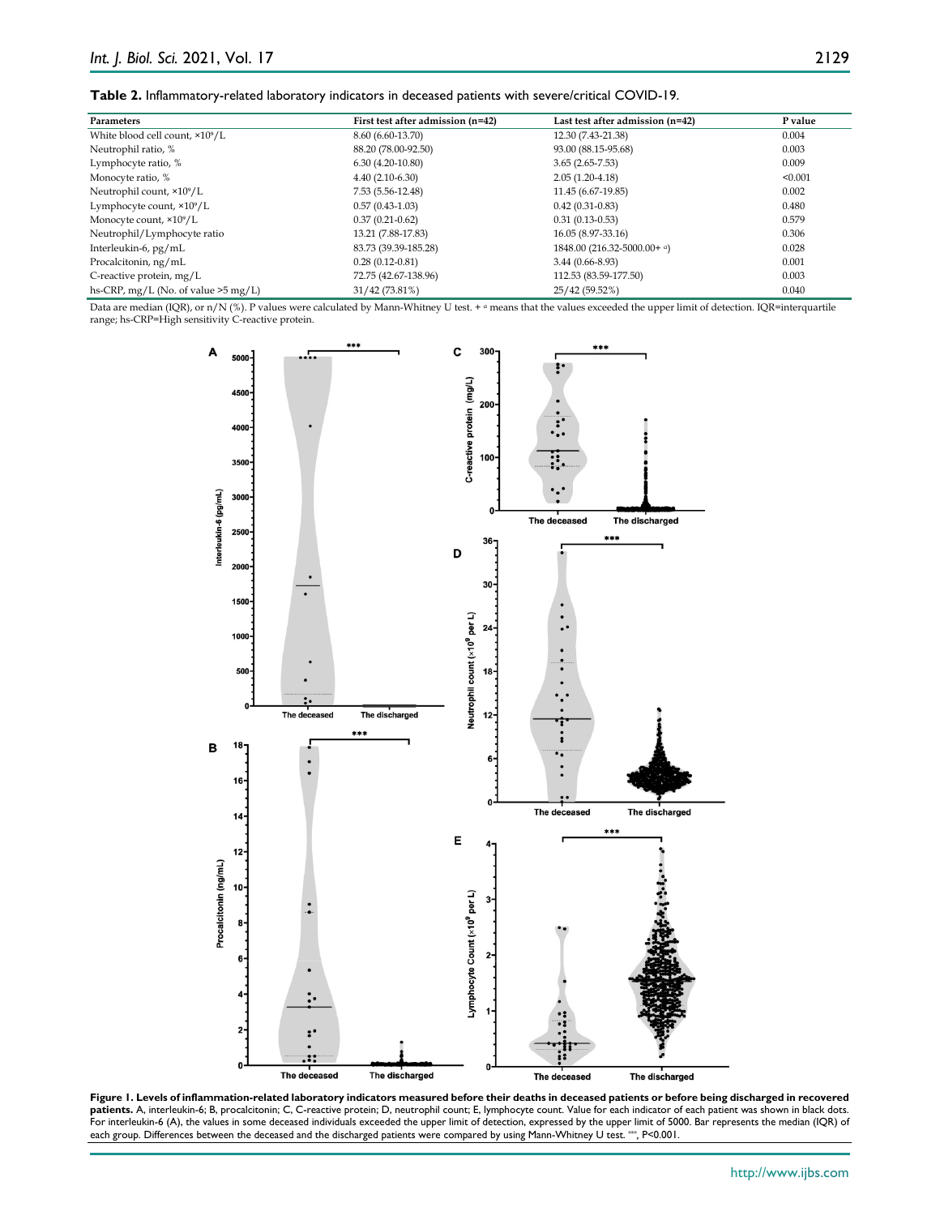**Table 2.** Inflammatory-related laboratory indicators in deceased patients with severe/critical COVID-19.

| Parameters | First test after admission (n=42) | Last test after admission (n=42) | P value |
|---|---|---|---|
| White blood cell count, $\times 10^9$/L | 8.60 (6.60-13.70) | 12.30 (7.43-21.38) | 0.004 |
| Neutrophil ratio, % | 88.20 (78.00-92.50) | 93.00 (88.15-95.68) | 0.003 |
| Lymphocyte ratio, % | 6.30 (4.20-10.80) | 3.65 (2.65-7.53) | 0.009 |
| Monocyte ratio, % | 4.40 (2.10-6.30) | 2.05 (1.20-4.18) | <0.001 |
| Neutrophil count, $\times 10^9$/L | 7.53 (5.56-12.48) | 11.45 (6.67-19.85) | 0.002 |
| Lymphocyte count, $\times 10^9$/L | 0.57 (0.43-1.03) | 0.42 (0.31-0.83) | 0.480 |
| Monocyte count, $\times 10^9$/L | 0.37 (0.21-0.62) | 0.31 (0.13-0.53) | 0.579 |
| Neutrophil/Lymphocyte ratio | 13.21 (7.88-17.83) | 16.05 (8.97-33.16) | 0.306 |
| Interleukin-6, pg/mL | 83.73 (39.39-185.28) | 1848.00 (216.32-5000.00+ [a]) | 0.028 |
| Procalcitonin, ng/mL | 0.28 (0.12-0.81) | 3.44 (0.66-8.93) | 0.001 |
| C-reactive protein, mg/L | 72.75 (42.67-138.96) | 112.53 (83.59-177.50) | 0.003 |
| hs-CRP, mg/L (No. of value >5 mg/L) | 31/42 (73.81%) | 25/42 (59.52%) | 0.040 |

Data are median (IQR), or n/N (%). P values were calculated by Mann-Whitney U test. + [a] means that the values exceeded the upper limit of detection. IQR=interquartile range; hs-CRP=High sensitivity C-reactive protein.

**Figure 1. Levels of inflammation-related laboratory indicators measured before their deaths in deceased patients or before being discharged in recovered patients.** A, interleukin-6; B, procalcitonin; C, C-reactive protein; D, neutrophil count; E, lymphocyte count. Value for each indicator of each patient was shown in black dots. For interleukin-6 (A), the values in some deceased individuals exceeded the upper limit of detection, expressed by the upper limit of 5000. Bar represents the median (IQR) of each group. Differences between the deceased and the discharged patients were compared by using Mann-Whitney U test. \*\*\*, P<0.001.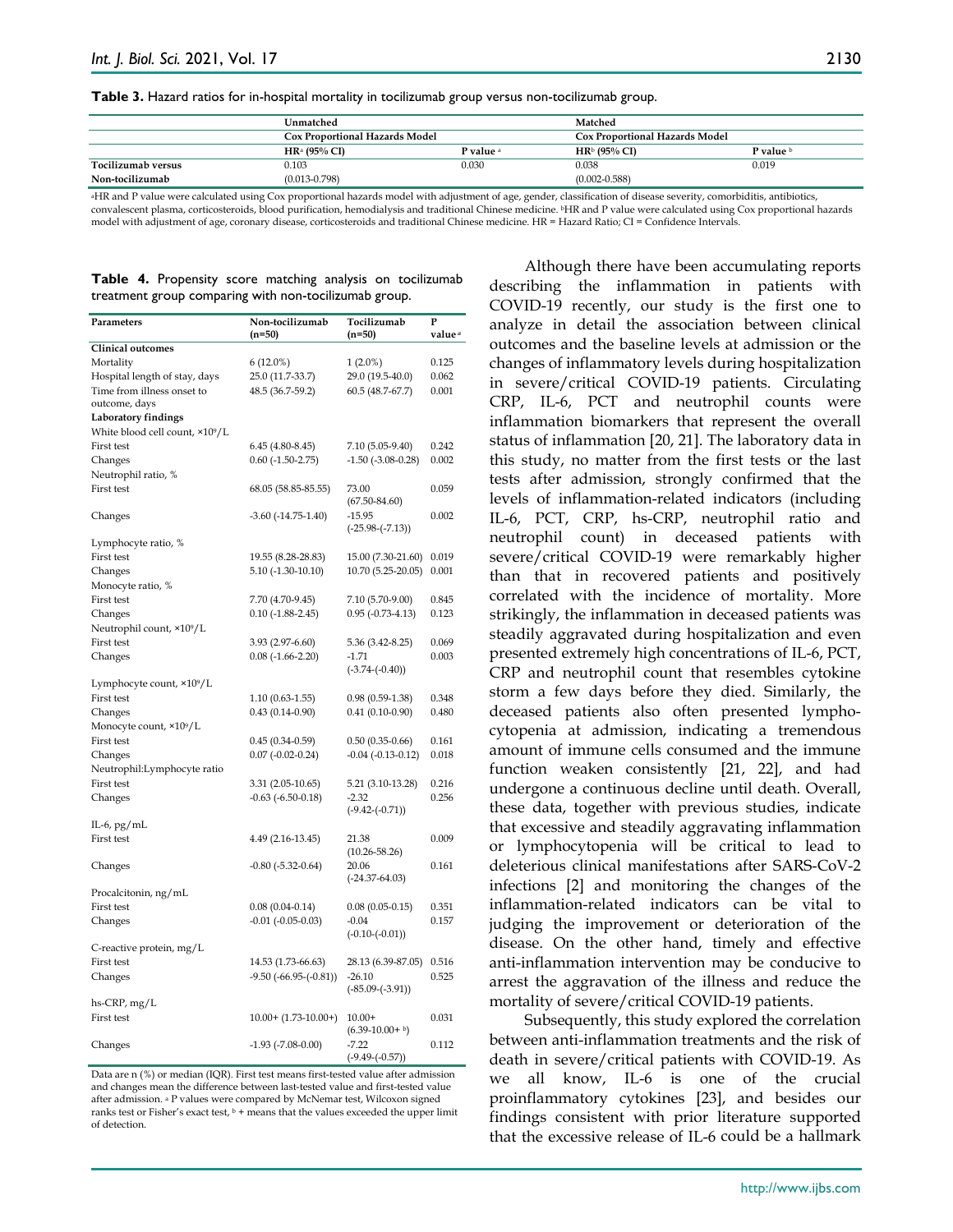**Table 3.** Hazard ratios for in-hospital mortality in tocilizumab group versus non-tocilizumab group.

| | Unmatched | | Matched | |
|---|---|---|---|---|
| | Cox Proportional Hazards Model | | Cox Proportional Hazards Model | |
| | HR [a] (95% CI) | P value [a] | HR [b] (95% CI) | P value [b] |
| Tocilizumab versus Non-tocilizumab | 0.103 (0.013-0.798) | 0.030 | 0.038 (0.002-0.588) | 0.019 |

[a]HR and P value were calculated using Cox proportional hazards model with adjustment of age, gender, classification of disease severity, comorbiditis, antibiotics, convalescent plasma, corticosteroids, blood purification, hemodialysis and traditional Chinese medicine. [b]HR and P value were calculated using Cox proportional hazards model with adjustment of age, coronary disease, corticosteroids and traditional Chinese medicine. HR = Hazard Ratio; CI = Confidence Intervals.

**Table 4.** Propensity score matching analysis on tocilizumab treatment group comparing with non-tocilizumab group.

| Parameters | Non-tocilizumab (n=50) | Tocilizumab (n=50) | P value [a] |
|---|---|---|---|
| **Clinical outcomes** | | | |
| Mortality | 6 (12.0%) | 1 (2.0%) | 0.125 |
| Hospital length of stay, days | 25.0 (11.7-33.7) | 29.0 (19.5-40.0) | 0.062 |
| Time from illness onset to outcome, days | 48.5 (36.7-59.2) | 60.5 (48.7-67.7) | 0.001 |
| **Laboratory findings** | | | |
| White blood cell count, $\times 10^9$/L | | | |
| First test | 6.45 (4.80-8.45) | 7.10 (5.05-9.40) | 0.242 |
| Changes | 0.60 (-1.50-2.75) | -1.50 (-3.08-0.28) | 0.002 |
| Neutrophil ratio, % | | | |
| First test | 68.05 (58.85-85.55) | 73.00 (67.50-84.60) | 0.059 |
| Changes | -3.60 (-14.75-1.40) | -15.95 (-25.98-(-7.13)) | 0.002 |
| Lymphocyte ratio, % | | | |
| First test | 19.55 (8.28-28.83) | 15.00 (7.30-21.60) | 0.019 |
| Changes | 5.10 (-1.30-10.10) | 10.70 (5.25-20.05) | 0.001 |
| Monocyte ratio, % | | | |
| First test | 7.70 (4.70-9.45) | 7.10 (5.70-9.00) | 0.845 |
| Changes | 0.10 (-1.88-2.45) | 0.95 (-0.73-4.13) | 0.123 |
| Neutrophil count, $\times 10^9$/L | | | |
| First test | 3.93 (2.97-6.60) | 5.36 (3.42-8.25) | 0.069 |
| Changes | 0.08 (-1.66-2.20) | -1.71 (-3.74-(-0.40)) | 0.003 |
| Lymphocyte count, $\times 10^9$/L | | | |
| First test | 1.10 (0.63-1.55) | 0.98 (0.59-1.38) | 0.348 |
| Changes | 0.43 (0.14-0.90) | 0.41 (0.10-0.90) | 0.480 |
| Monocyte count, $\times 10^9$/L | | | |
| First test | 0.45 (0.34-0.59) | 0.50 (0.35-0.66) | 0.161 |
| Changes | 0.07 (-0.02-0.24) | -0.04 (-0.13-0.12) | 0.018 |
| Neutrophil:Lymphocyte ratio | | | |
| First test | 3.31 (2.05-10.65) | 5.21 (3.10-13.28) | 0.216 |
| Changes | -0.63 (-6.50-0.18) | -2.32 (-9.42-(-0.71)) | 0.256 |
| IL-6, pg/mL | | | |
| First test | 4.49 (2.16-13.45) | 21.38 (10.26-58.26) | 0.009 |
| Changes | -0.80 (-5.32-0.64) | 20.06 (-24.37-64.03) | 0.161 |
| Procalcitonin, ng/mL | | | |
| First test | 0.08 (0.04-0.14) | 0.08 (0.05-0.15) | 0.351 |
| Changes | -0.01 (-0.05-0.03) | -0.04 (-0.10-(-0.01)) | 0.157 |
| C-reactive protein, mg/L | | | |
| First test | 14.53 (1.73-66.63) | 28.13 (6.39-87.05) | 0.516 |
| Changes | -9.50 (-66.95-(-0.81)) | -26.10 (-85.09-(-3.91)) | 0.525 |
| hs-CRP, mg/L | | | |
| First test | 10.00+ (1.73-10.00+) | 10.00+ (6.39-10.00+ [b]) | 0.031 |
| Changes | -1.93 (-7.08-0.00) | -7.22 (-9.49-(-0.57)) | 0.112 |

Data are n (%) or median (IQR). First test means first-tested value after admission and changes mean the difference between last-tested value and first-tested value after admission. [a] P values were compared by McNemar test, Wilcoxon signed ranks test or Fisher's exact test, [b] + means that the values exceeded the upper limit of detection.

Although there have been accumulating reports describing the inflammation in patients with COVID-19 recently, our study is the first one to analyze in detail the association between clinical outcomes and the baseline levels at admission or the changes of inflammatory levels during hospitalization in severe/critical COVID-19 patients. Circulating CRP, IL-6, PCT and neutrophil counts were inflammation biomarkers that represent the overall status of inflammation [20, 21]. The laboratory data in this study, no matter from the first tests or the last tests after admission, strongly confirmed that the levels of inflammation-related indicators (including IL-6, PCT, CRP, hs-CRP, neutrophil ratio and neutrophil count) in deceased patients with severe/critical COVID-19 were remarkably higher than that in recovered patients and positively correlated with the incidence of mortality. More strikingly, the inflammation in deceased patients was steadily aggravated during hospitalization and even presented extremely high concentrations of IL-6, PCT, CRP and neutrophil count that resembles cytokine storm a few days before they died. Similarly, the deceased patients also often presented lymphocytopenia at admission, indicating a tremendous amount of immune cells consumed and the immune function weaken consistently [21, 22], and had undergone a continuous decline until death. Overall, these data, together with previous studies, indicate that excessive and steadily aggravating inflammation or lymphocytopenia will be critical to lead to deleterious clinical manifestations after SARS-CoV-2 infections [2] and monitoring the changes of the inflammation-related indicators can be vital to judging the improvement or deterioration of the disease. On the other hand, timely and effective anti-inflammation intervention may be conducive to arrest the aggravation of the illness and reduce the mortality of severe/critical COVID-19 patients.

Subsequently, this study explored the correlation between anti-inflammation treatments and the risk of death in severe/critical patients with COVID-19. As we all know, IL-6 is one of the crucial proinflammatory cytokines [23], and besides our findings consistent with prior literature supported that the excessive release of IL-6 could be a hallmark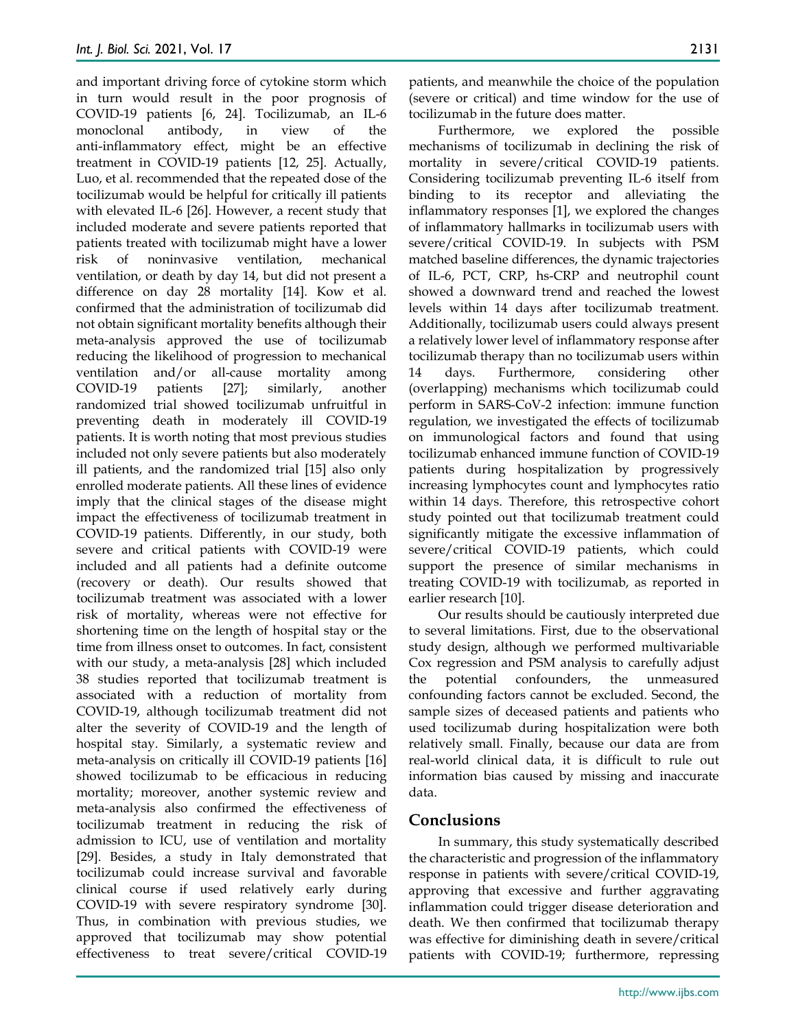and important driving force of cytokine storm which in turn would result in the poor prognosis of COVID-19 patients [6, 24]. Tocilizumab, an IL-6 monoclonal antibody, in view of the anti-inflammatory effect, might be an effective treatment in COVID-19 patients [12, 25]. Actually, Luo, et al. recommended that the repeated dose of the tocilizumab would be helpful for critically ill patients with elevated IL-6 [26]. However, a recent study that included moderate and severe patients reported that patients treated with tocilizumab might have a lower risk of noninvasive ventilation, mechanical ventilation, or death by day 14, but did not present a difference on day 28 mortality [14]. Kow et al. confirmed that the administration of tocilizumab did not obtain significant mortality benefits although their meta-analysis approved the use of tocilizumab reducing the likelihood of progression to mechanical ventilation and/or all-cause mortality among COVID-19 patients [27]; similarly, another randomized trial showed tocilizumab unfruitful in preventing death in moderately ill COVID-19 patients. It is worth noting that most previous studies included not only severe patients but also moderately ill patients, and the randomized trial [15] also only enrolled moderate patients. All these lines of evidence imply that the clinical stages of the disease might impact the effectiveness of tocilizumab treatment in COVID-19 patients. Differently, in our study, both severe and critical patients with COVID-19 were included and all patients had a definite outcome (recovery or death). Our results showed that tocilizumab treatment was associated with a lower risk of mortality, whereas were not effective for shortening time on the length of hospital stay or the time from illness onset to outcomes. In fact, consistent with our study, a meta-analysis [28] which included 38 studies reported that tocilizumab treatment is associated with a reduction of mortality from COVID-19, although tocilizumab treatment did not alter the severity of COVID-19 and the length of hospital stay. Similarly, a systematic review and meta-analysis on critically ill COVID-19 patients [16] showed tocilizumab to be efficacious in reducing mortality; moreover, another systemic review and meta-analysis also confirmed the effectiveness of tocilizumab treatment in reducing the risk of admission to ICU, use of ventilation and mortality [29]. Besides, a study in Italy demonstrated that tocilizumab could increase survival and favorable clinical course if used relatively early during COVID-19 with severe respiratory syndrome [30]. Thus, in combination with previous studies, we approved that tocilizumab may show potential effectiveness to treat severe/critical COVID-19 patients, and meanwhile the choice of the population (severe or critical) and time window for the use of tocilizumab in the future does matter.

Furthermore, we explored the possible mechanisms of tocilizumab in declining the risk of mortality in severe/critical COVID-19 patients. Considering tocilizumab preventing IL-6 itself from binding to its receptor and alleviating the inflammatory responses [1], we explored the changes of inflammatory hallmarks in tocilizumab users with severe/critical COVID-19. In subjects with PSM matched baseline differences, the dynamic trajectories of IL-6, PCT, CRP, hs-CRP and neutrophil count showed a downward trend and reached the lowest levels within 14 days after tocilizumab treatment. Additionally, tocilizumab users could always present a relatively lower level of inflammatory response after tocilizumab therapy than no tocilizumab users within 14 days. Furthermore, considering other (overlapping) mechanisms which tocilizumab could perform in SARS-CoV-2 infection: immune function regulation, we investigated the effects of tocilizumab on immunological factors and found that using tocilizumab enhanced immune function of COVID-19 patients during hospitalization by progressively increasing lymphocytes count and lymphocytes ratio within 14 days. Therefore, this retrospective cohort study pointed out that tocilizumab treatment could significantly mitigate the excessive inflammation of severe/critical COVID-19 patients, which could support the presence of similar mechanisms in treating COVID-19 with tocilizumab, as reported in earlier research [10].

Our results should be cautiously interpreted due to several limitations. First, due to the observational study design, although we performed multivariable Cox regression and PSM analysis to carefully adjust the potential confounders, the unmeasured confounding factors cannot be excluded. Second, the sample sizes of deceased patients and patients who used tocilizumab during hospitalization were both relatively small. Finally, because our data are from real-world clinical data, it is difficult to rule out information bias caused by missing and inaccurate data.

## Conclusions

In summary, this study systematically described the characteristic and progression of the inflammatory response in patients with severe/critical COVID-19, approving that excessive and further aggravating inflammation could trigger disease deterioration and death. We then confirmed that tocilizumab therapy was effective for diminishing death in severe/critical patients with COVID-19; furthermore, repressing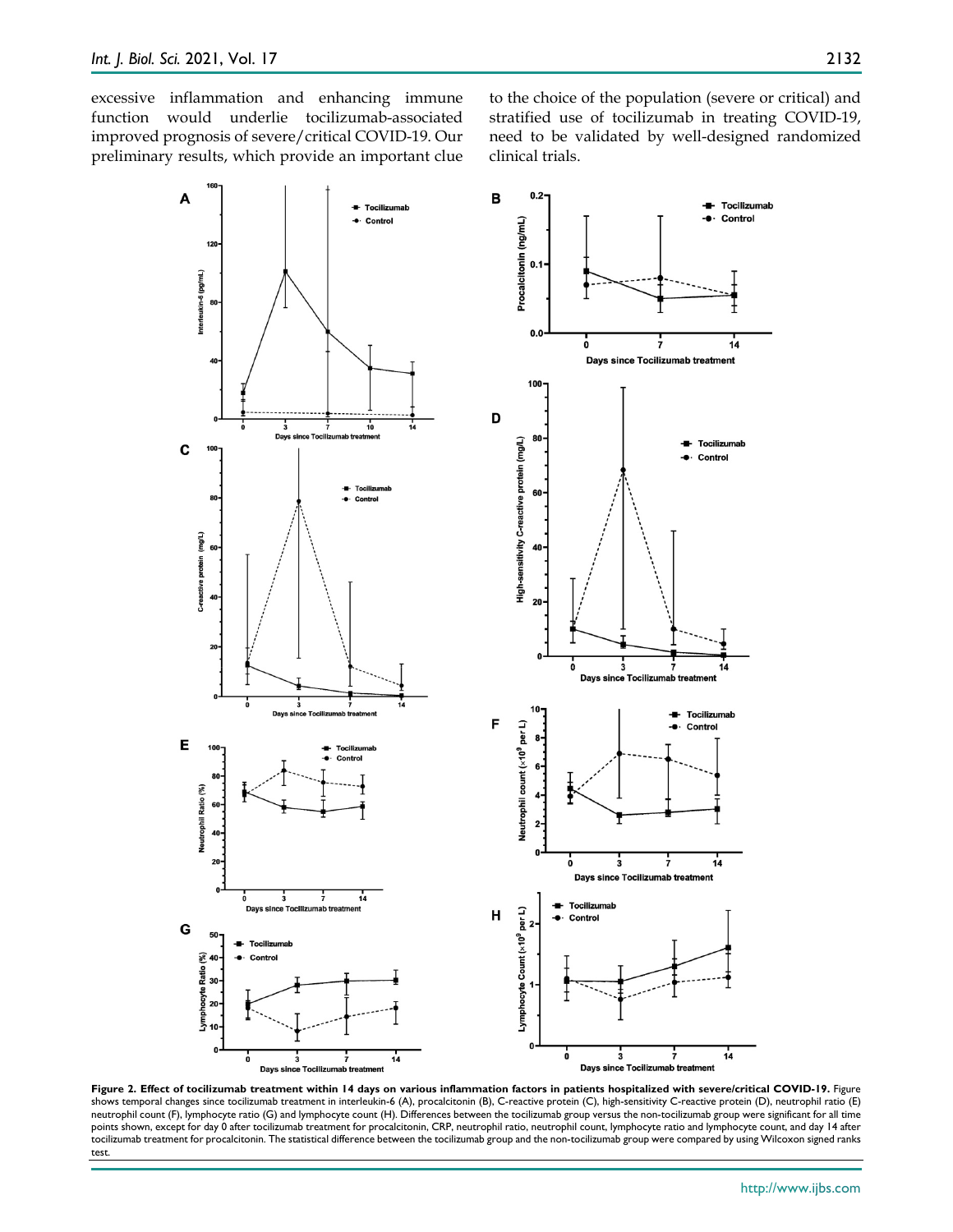excessive inflammation and enhancing immune function would underlie tocilizumab-associated improved prognosis of severe/critical COVID-19. Our preliminary results, which provide an important clue to the choice of the population (severe or critical) and stratified use of tocilizumab in treating COVID-19, need to be validated by well-designed randomized clinical trials.

**Figure 2. Effect of tocilizumab treatment within 14 days on various inflammation factors in patients hospitalized with severe/critical COVID-19.** Figure shows temporal changes since tocilizumab treatment in interleukin-6 (A), procalcitonin (B), C-reactive protein (C), high-sensitivity C-reactive protein (D), neutrophil ratio (E) neutrophil count (F), lymphocyte ratio (G) and lymphocyte count (H). Differences between the tocilizumab group versus the non-tocilizumab group were significant for all time points shown, except for day 0 after tocilizumab treatment for procalcitonin, CRP, neutrophil ratio, neutrophil count, lymphocyte ratio and lymphocyte count, and day 14 after tocilizumab treatment for procalcitonin. The statistical difference between the tocilizumab group and the non-tocilizumab group were compared by using Wilcoxon signed ranks test.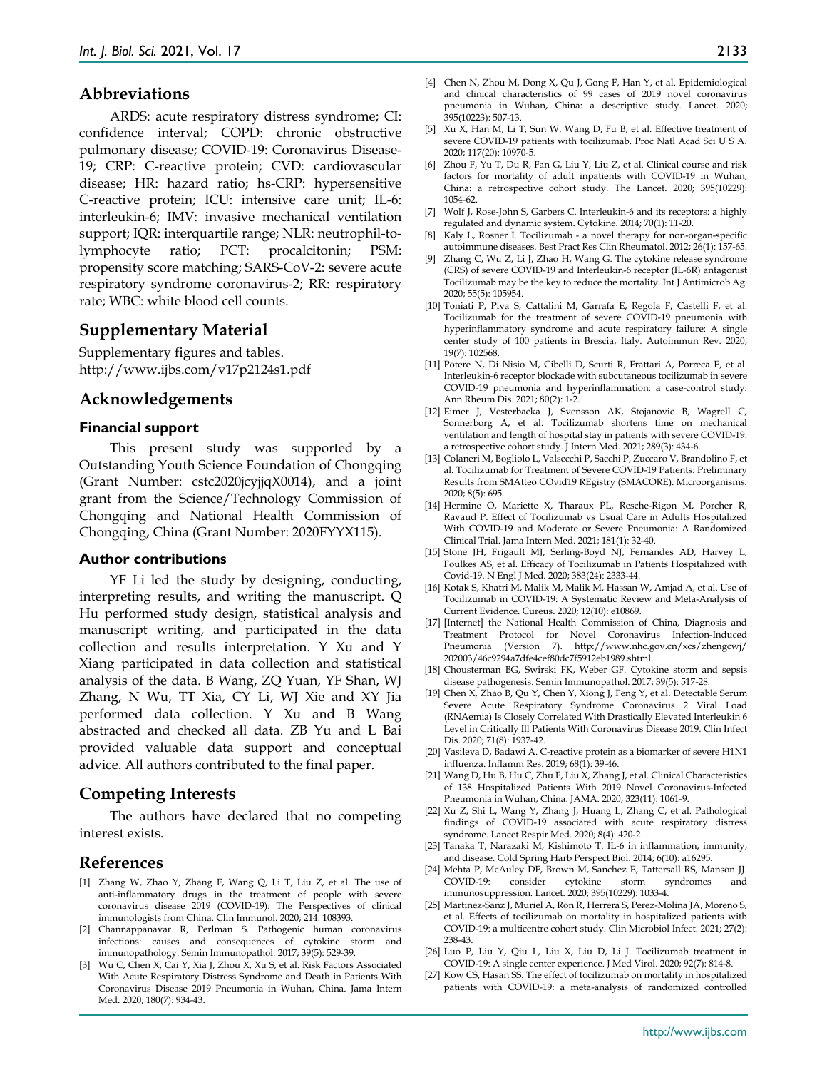## Abbreviations

ARDS: acute respiratory distress syndrome; CI: confidence interval; COPD: chronic obstructive pulmonary disease; COVID-19: Coronavirus Disease-19; CRP: C-reactive protein; CVD: cardiovascular disease; HR: hazard ratio; hs-CRP: hypersensitive C-reactive protein; ICU: intensive care unit; IL-6: interleukin-6; IMV: invasive mechanical ventilation support; IQR: interquartile range; NLR: neutrophil-to-lymphocyte ratio; PCT: procalcitonin; PSM: propensity score matching; SARS-CoV-2: severe acute respiratory syndrome coronavirus-2; RR: respiratory rate; WBC: white blood cell counts.

## Supplementary Material

Supplementary figures and tables. http://www.ijbs.com/v17p2124s1.pdf

## Acknowledgements

### Financial support

This present study was supported by a Outstanding Youth Science Foundation of Chongqing (Grant Number: cstc2020jcyjjqX0014), and a joint grant from the Science/Technology Commission of Chongqing and National Health Commission of Chongqing, China (Grant Number: 2020FYYX115).

### Author contributions

YF Li led the study by designing, conducting, interpreting results, and writing the manuscript. Q Hu performed study design, statistical analysis and manuscript writing, and participated in the data collection and results interpretation. Y Xu and Y Xiang participated in data collection and statistical analysis of the data. B Wang, ZQ Yuan, YF Shan, WJ Zhang, N Wu, TT Xia, CY Li, WJ Xie and XY Jia performed data collection. Y Xu and B Wang abstracted and checked all data. ZB Yu and L Bai provided valuable data support and conceptual advice. All authors contributed to the final paper.

## Competing Interests

The authors have declared that no competing interest exists.

## References

[1] Zhang W, Zhao Y, Zhang F, Wang Q, Li T, Liu Z, et al. The use of anti-inflammatory drugs in the treatment of people with severe coronavirus disease 2019 (COVID-19): The Perspectives of clinical immunologists from China. Clin Immunol. 2020; 214: 108393.

[2] Channappanavar R, Perlman S. Pathogenic human coronavirus infections: causes and consequences of cytokine storm and immunopathology. Semin Immunopathol. 2017; 39(5): 529-39.

[3] Wu C, Chen X, Cai Y, Xia J, Zhou X, Xu S, et al. Risk Factors Associated With Acute Respiratory Distress Syndrome and Death in Patients With Coronavirus Disease 2019 Pneumonia in Wuhan, China. Jama Intern Med. 2020; 180(7): 934-43.

[4] Chen N, Zhou M, Dong X, Qu J, Gong F, Han Y, et al. Epidemiological and clinical characteristics of 99 cases of 2019 novel coronavirus pneumonia in Wuhan, China: a descriptive study. Lancet. 2020; 395(10223): 507-13.

[5] Xu X, Han M, Li T, Sun W, Wang D, Fu B, et al. Effective treatment of severe COVID-19 patients with tocilizumab. Proc Natl Acad Sci U S A. 2020; 117(20): 10970-5.

[6] Zhou F, Yu T, Du R, Fan G, Liu Y, Liu Z, et al. Clinical course and risk factors for mortality of adult inpatients with COVID-19 in Wuhan, China: a retrospective cohort study. The Lancet. 2020; 395(10229): 1054-62.

[7] Wolf J, Rose-John S, Garbers C. Interleukin-6 and its receptors: a highly regulated and dynamic system. Cytokine. 2014; 70(1): 11-20.

[8] Kaly L, Rosner I. Tocilizumab - a novel therapy for non-organ-specific autoimmune diseases. Best Pract Res Clin Rheumatol. 2012; 26(1): 157-65.

[9] Zhang C, Wu Z, Li J, Zhao H, Wang G. The cytokine release syndrome (CRS) of severe COVID-19 and Interleukin-6 receptor (IL-6R) antagonist Tocilizumab may be the key to reduce the mortality. Int J Antimicrob Ag. 2020; 55(5): 105954.

[10] Toniati P, Piva S, Cattalini M, Garrafa E, Regola F, Castelli F, et al. Tocilizumab for the treatment of severe COVID-19 pneumonia with hyperinflammatory syndrome and acute respiratory failure: A single center study of 100 patients in Brescia, Italy. Autoimmun Rev. 2020; 19(7): 102568.

[11] Potere N, Di Nisio M, Cibelli D, Scurti R, Frattari A, Porreca E, et al. Interleukin-6 receptor blockade with subcutaneous tocilizumab in severe COVID-19 pneumonia and hyperinflammation: a case-control study. Ann Rheum Dis. 2021; 80(2): 1-2.

[12] Eimer J, Vesterbacka J, Svensson AK, Stojanovic B, Wagrell C, Sonnerborg A, et al. Tocilizumab shortens time on mechanical ventilation and length of hospital stay in patients with severe COVID-19: a retrospective cohort study. J Intern Med. 2021; 289(3): 434-6.

[13] Colaneri M, Bogliolo L, Valsecchi P, Sacchi P, Zuccaro V, Brandolino F, et al. Tocilizumab for Treatment of Severe COVID-19 Patients: Preliminary Results from SMAtteo COvid19 REgistry (SMACORE). Microorganisms. 2020; 8(5): 695.

[14] Hermine O, Mariette X, Tharaux PL, Resche-Rigon M, Porcher R, Ravaud P. Effect of Tocilizumab vs Usual Care in Adults Hospitalized With COVID-19 and Moderate or Severe Pneumonia: A Randomized Clinical Trial. Jama Intern Med. 2021; 181(1): 32-40.

[15] Stone JH, Frigault MJ, Serling-Boyd NJ, Fernandes AD, Harvey L, Foulkes AS, et al. Efficacy of Tocilizumab in Patients Hospitalized with Covid-19. N Engl J Med. 2020; 383(24): 2333-44.

[16] Kotak S, Khatri M, Malik M, Malik M, Hassan W, Amjad A, et al. Use of Tocilizumab in COVID-19: A Systematic Review and Meta-Analysis of Current Evidence. Cureus. 2020; 12(10): e10869.

[17] [Internet] the National Health Commission of China, Diagnosis and Treatment Protocol for Novel Coronavirus Infection-Induced Pneumonia (Version 7). http://www.nhc.gov.cn/xcs/zhengcwj/202003/46c9294a7dfe4cef80dc7f5912eb1989.shtml.

[18] Chousterman BG, Swirski FK, Weber GF. Cytokine storm and sepsis disease pathogenesis. Semin Immunopathol. 2017; 39(5): 517-28.

[19] Chen X, Zhao B, Qu Y, Chen Y, Xiong J, Feng Y, et al. Detectable Serum Severe Acute Respiratory Syndrome Coronavirus 2 Viral Load (RNAemia) Is Closely Correlated With Drastically Elevated Interleukin 6 Level in Critically Ill Patients With Coronavirus Disease 2019. Clin Infect Dis. 2020; 71(8): 1937-42.

[20] Vasileva D, Badawi A. C-reactive protein as a biomarker of severe H1N1 influenza. Inflamm Res. 2019; 68(1): 39-46.

[21] Wang D, Hu B, Hu C, Zhu F, Liu X, Zhang J, et al. Clinical Characteristics of 138 Hospitalized Patients With 2019 Novel Coronavirus-Infected Pneumonia in Wuhan, China. JAMA. 2020; 323(11): 1061-9.

[22] Xu Z, Shi L, Wang Y, Zhang J, Huang L, Zhang C, et al. Pathological findings of COVID-19 associated with acute respiratory distress syndrome. Lancet Respir Med. 2020; 8(4): 420-2.

[23] Tanaka T, Narazaki M, Kishimoto T. IL-6 in inflammation, immunity, and disease. Cold Spring Harb Perspect Biol. 2014; 6(10): a16295.

[24] Mehta P, McAuley DF, Brown M, Sanchez E, Tattersall RS, Manson JJ. COVID-19: consider cytokine storm syndromes and immunosuppression. Lancet. 2020; 395(10229): 1033-4.

[25] Martinez-Sanz J, Muriel A, Ron R, Herrera S, Perez-Molina JA, Moreno S, et al. Effects of tocilizumab on mortality in hospitalized patients with COVID-19: a multicentre cohort study. Clin Microbiol Infect. 2021; 27(2): 238-43.

[26] Luo P, Liu Y, Qiu L, Liu X, Liu D, Li J. Tocilizumab treatment in COVID-19: A single center experience. J Med Virol. 2020; 92(7): 814-8.

[27] Kow CS, Hasan SS. The effect of tocilizumab on mortality in hospitalized patients with COVID-19: a meta-analysis of randomized controlled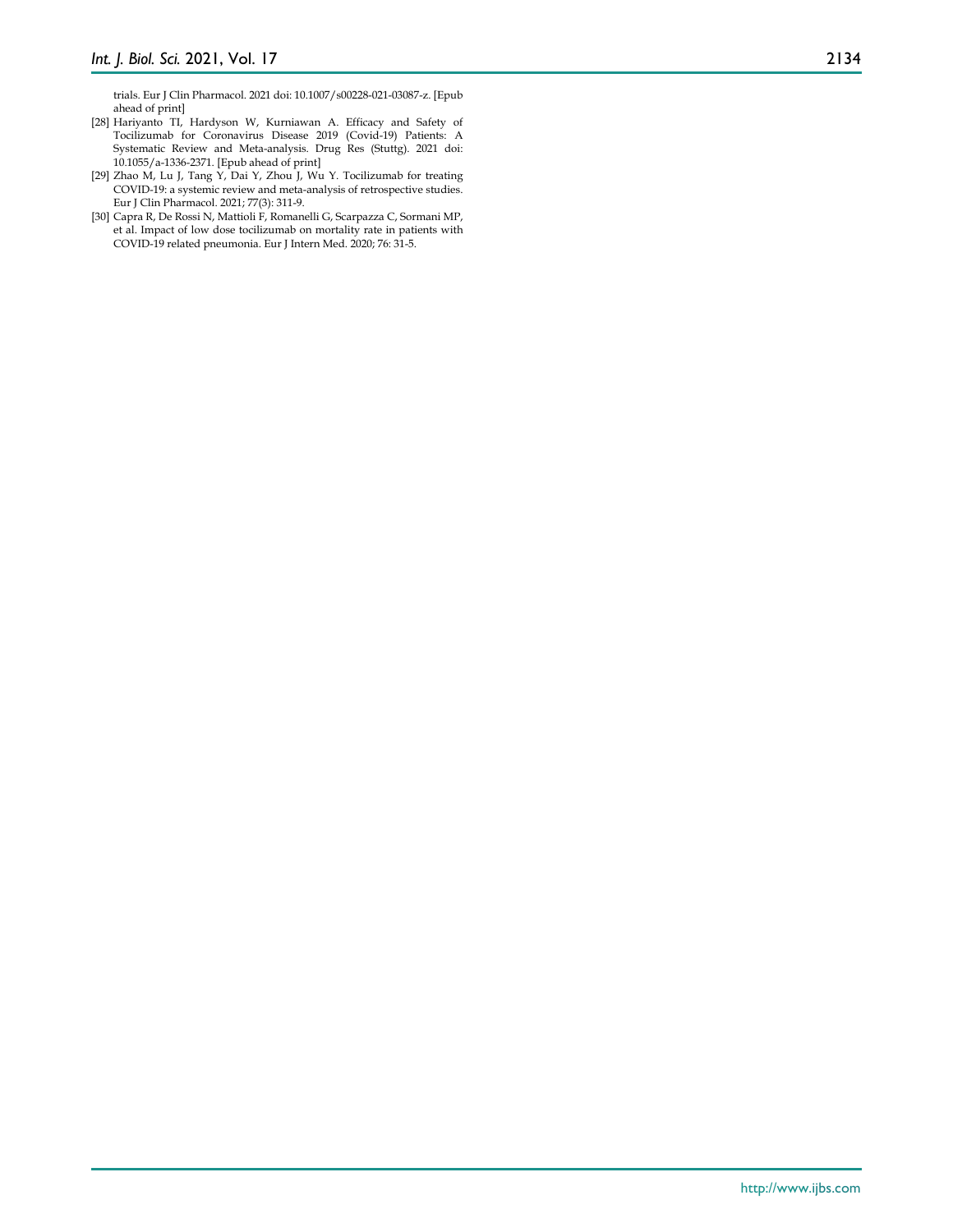trials. Eur J Clin Pharmacol. 2021 doi: 10.1007/s00228-021-03087-z. [Epub ahead of print]

[28] Hariyanto TI, Hardyson W, Kurniawan A. Efficacy and Safety of Tocilizumab for Coronavirus Disease 2019 (Covid-19) Patients: A Systematic Review and Meta-analysis. Drug Res (Stuttg). 2021 doi: 10.1055/a-1336-2371. [Epub ahead of print]

[29] Zhao M, Lu J, Tang Y, Dai Y, Zhou J, Wu Y. Tocilizumab for treating COVID-19: a systemic review and meta-analysis of retrospective studies. Eur J Clin Pharmacol. 2021; 77(3): 311-9.

[30] Capra R, De Rossi N, Mattioli F, Romanelli G, Scarpazza C, Sormani MP, et al. Impact of low dose tocilizumab on mortality rate in patients with COVID-19 related pneumonia. Eur J Intern Med. 2020; 76: 31-5.